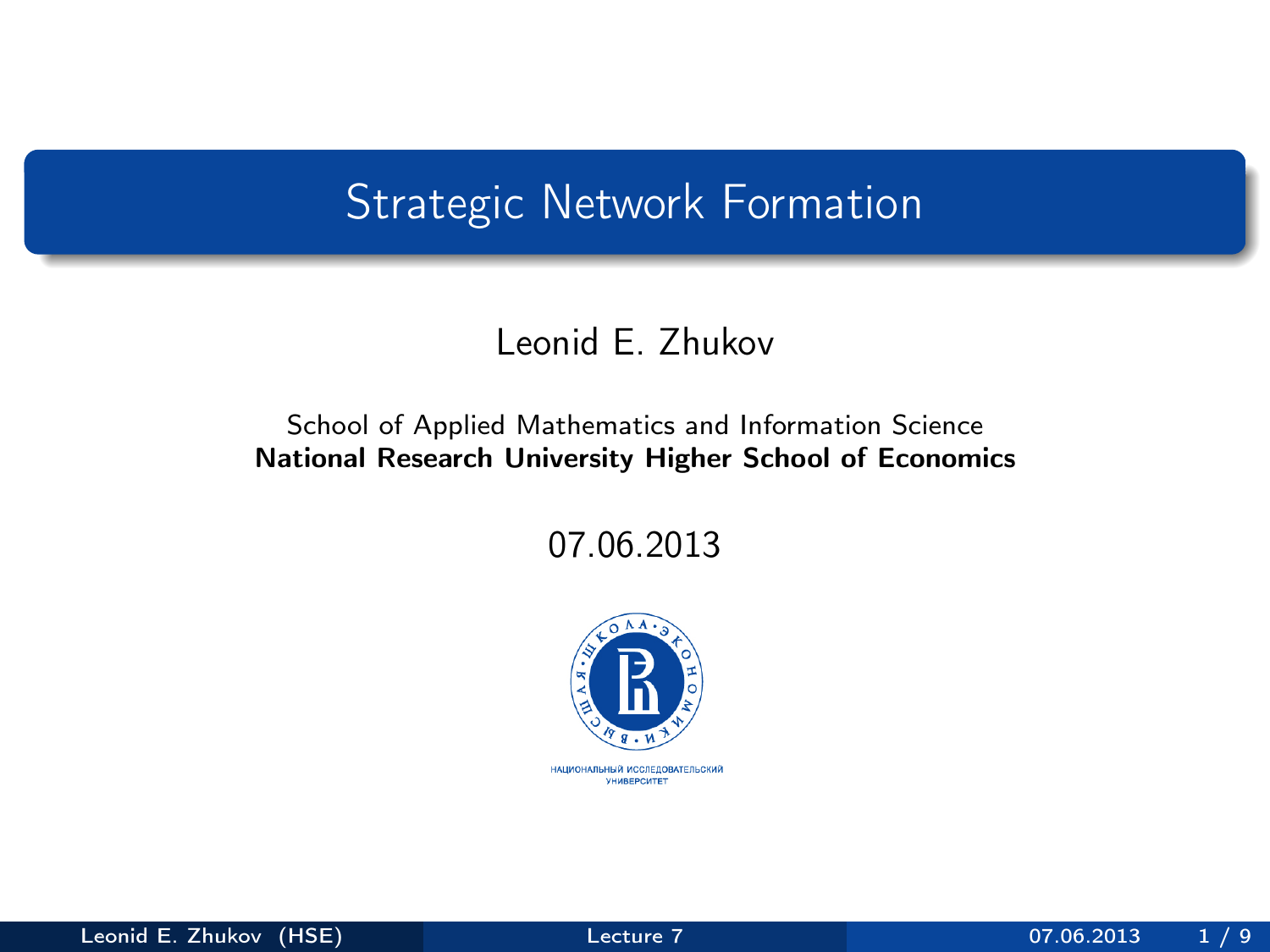# Strategic Network Formation

Leonid E. Zhukov

School of Applied Mathematics and Information Science
**National Research University Higher School of Economics**

07.06.2013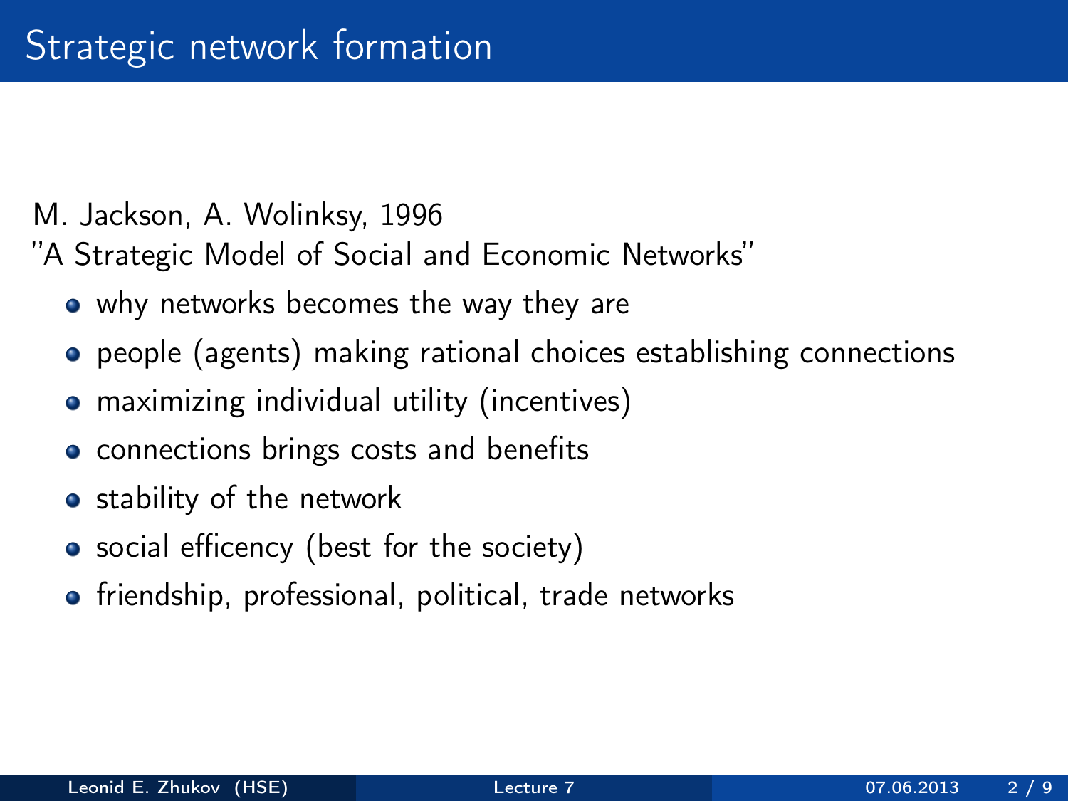# Strategic network formation

M. Jackson, A. Wolinksy, 1996
"A Strategic Model of Social and Economic Networks"

- why networks becomes the way they are
- people (agents) making rational choices establishing connections
- maximizing individual utility (incentives)
- connections brings costs and benefits
- stability of the network
- social efficency (best for the society)
- friendship, professional, political, trade networks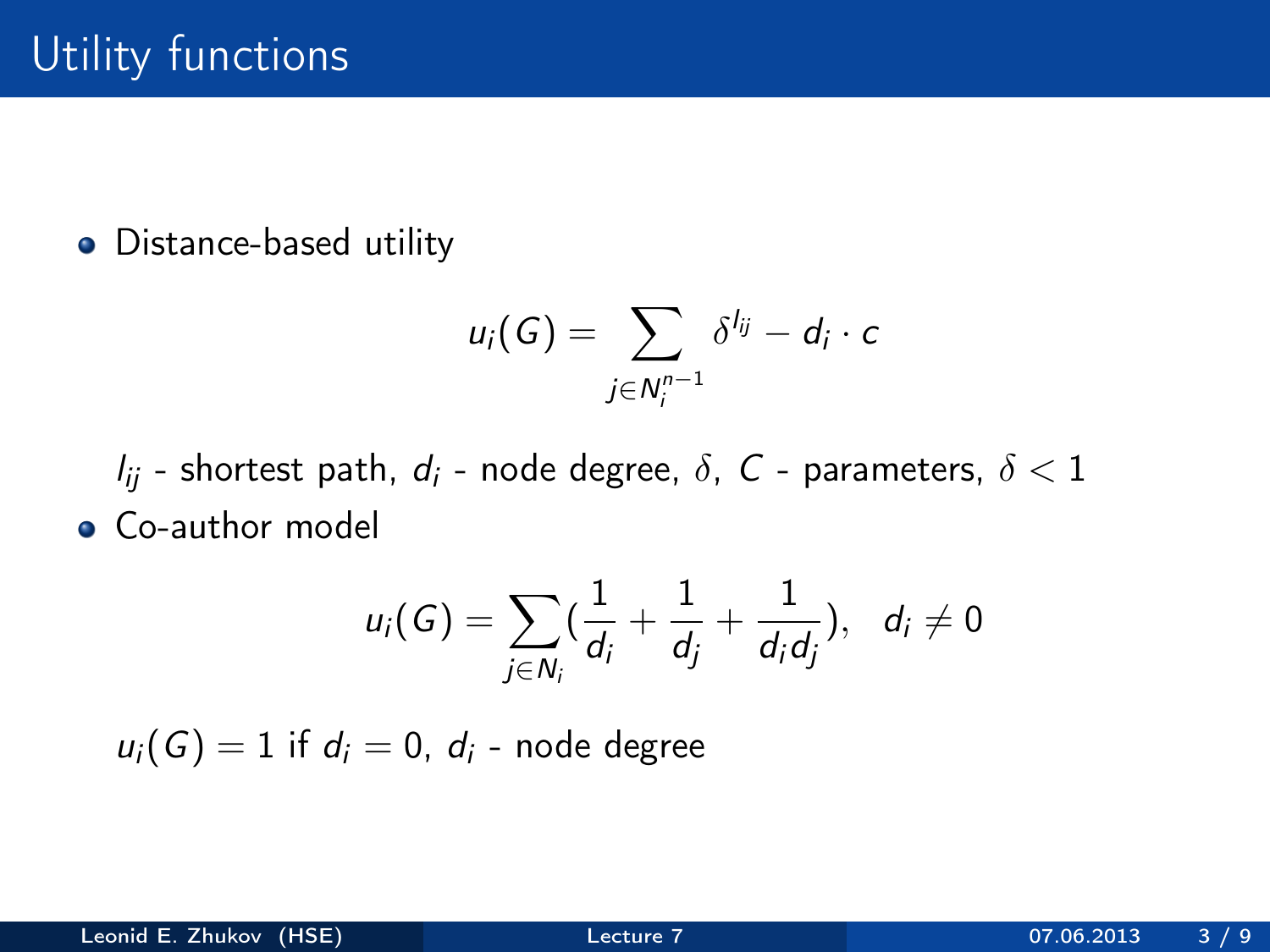# Utility functions

- Distance-based utility

$$u_i(G) = \sum_{j \in N_i^{n-1}} \delta^{l_{ij}} - d_i \cdot c$$

$l_{ij}$ - shortest path, $d_i$ - node degree, $\delta$, $C$ - parameters, $\delta < 1$

- Co-author model

$$u_i(G) = \sum_{j \in N_i} \left(\frac{1}{d_i} + \frac{1}{d_j} + \frac{1}{d_i d_j}\right), \quad d_i \neq 0$$

$u_i(G) = 1$ if $d_i = 0$, $d_i$ - node degree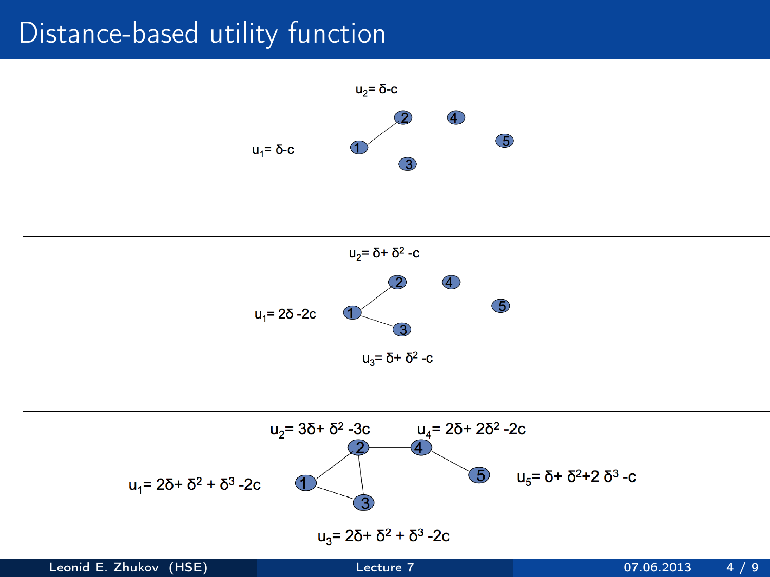# Distance-based utility function

$u_2 = \delta - c$

$u_1 = \delta - c$

---

$u_2 = \delta + \delta^2 - c$

$u_1 = 2\delta - 2c$

$u_3 = \delta + \delta^2 - c$

---

$u_2 = 3\delta + \delta^2 - 3c$

$u_4 = 2\delta + 2\delta^2 - 2c$

$u_1 = 2\delta + \delta^2 + \delta^3 - 2c$

$u_5 = \delta + \delta^2 + 2\delta^3 - c$

$u_3 = 2\delta + \delta^2 + \delta^3 - 2c$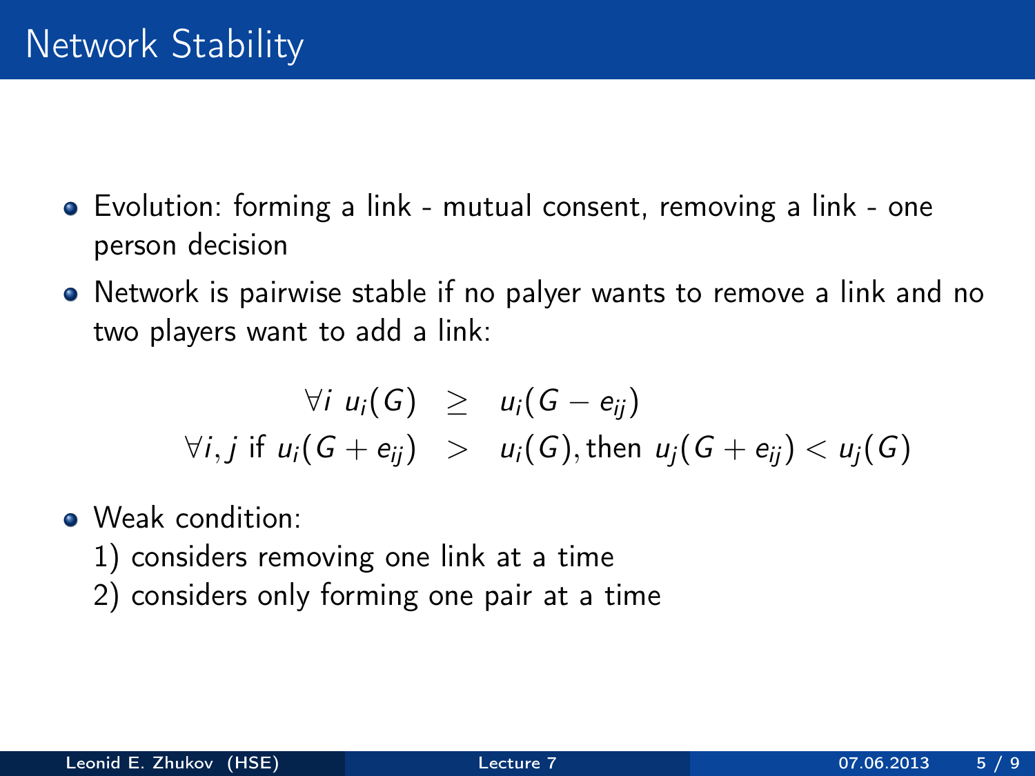# Network Stability

- Evolution: forming a link - mutual consent, removing a link - one person decision
- Network is pairwise stable if no palyer wants to remove a link and no two players want to add a link:

$$
\begin{aligned}
\forall i \; u_i(G) &\geq u_i(G - e_{ij}) \\
\forall i, j \text{ if } u_i(G + e_{ij}) &> u_i(G), \text{then } u_j(G + e_{ij}) < u_j(G)
\end{aligned}
$$

- Weak condition:
  1) considers removing one link at a time
  2) considers only forming one pair at a time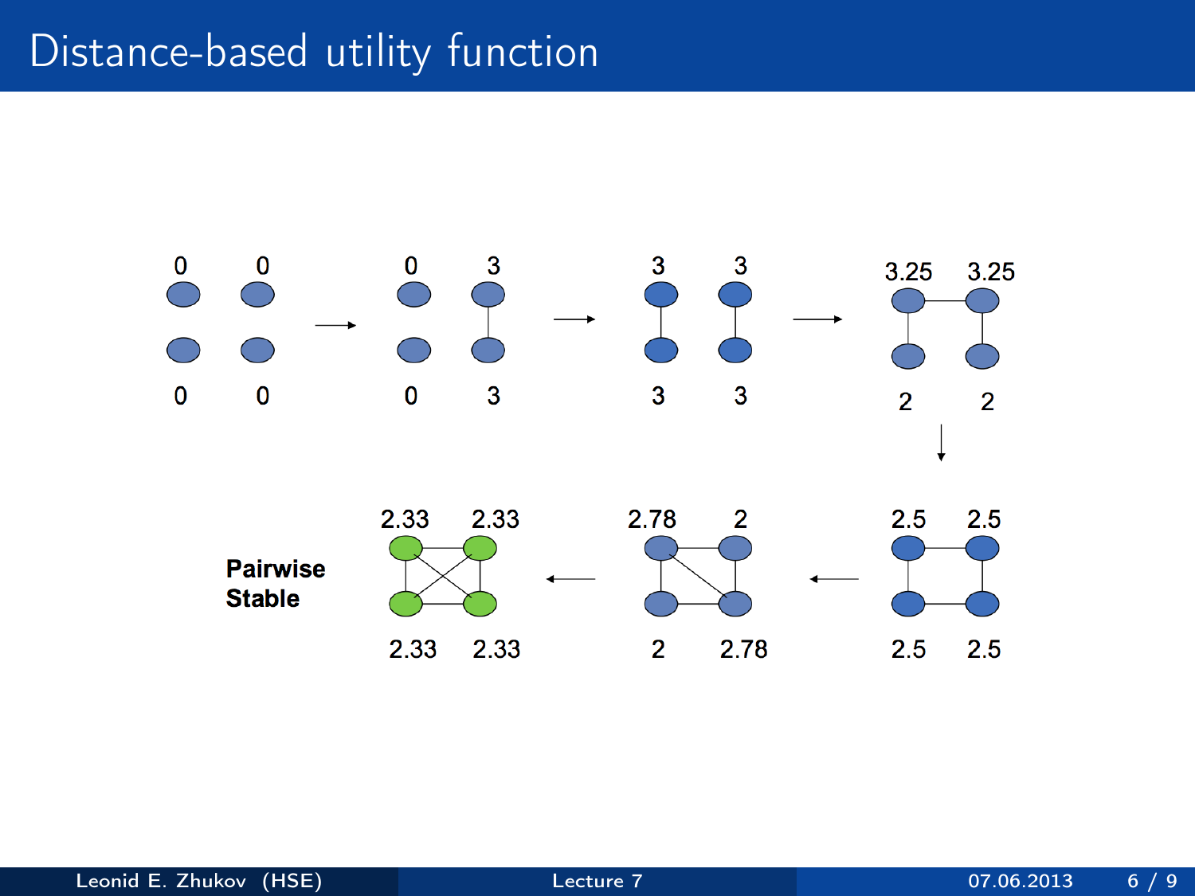# Distance-based utility function

0 0

0 0

→

0 3

0 3

→

3 3

3 3

→

3.25 3.25

2 2

↓

2.5 2.5

2.5 2.5

←

2.78 2

2 2.78

←

2.33 2.33

2.33 2.33

**Pairwise Stable**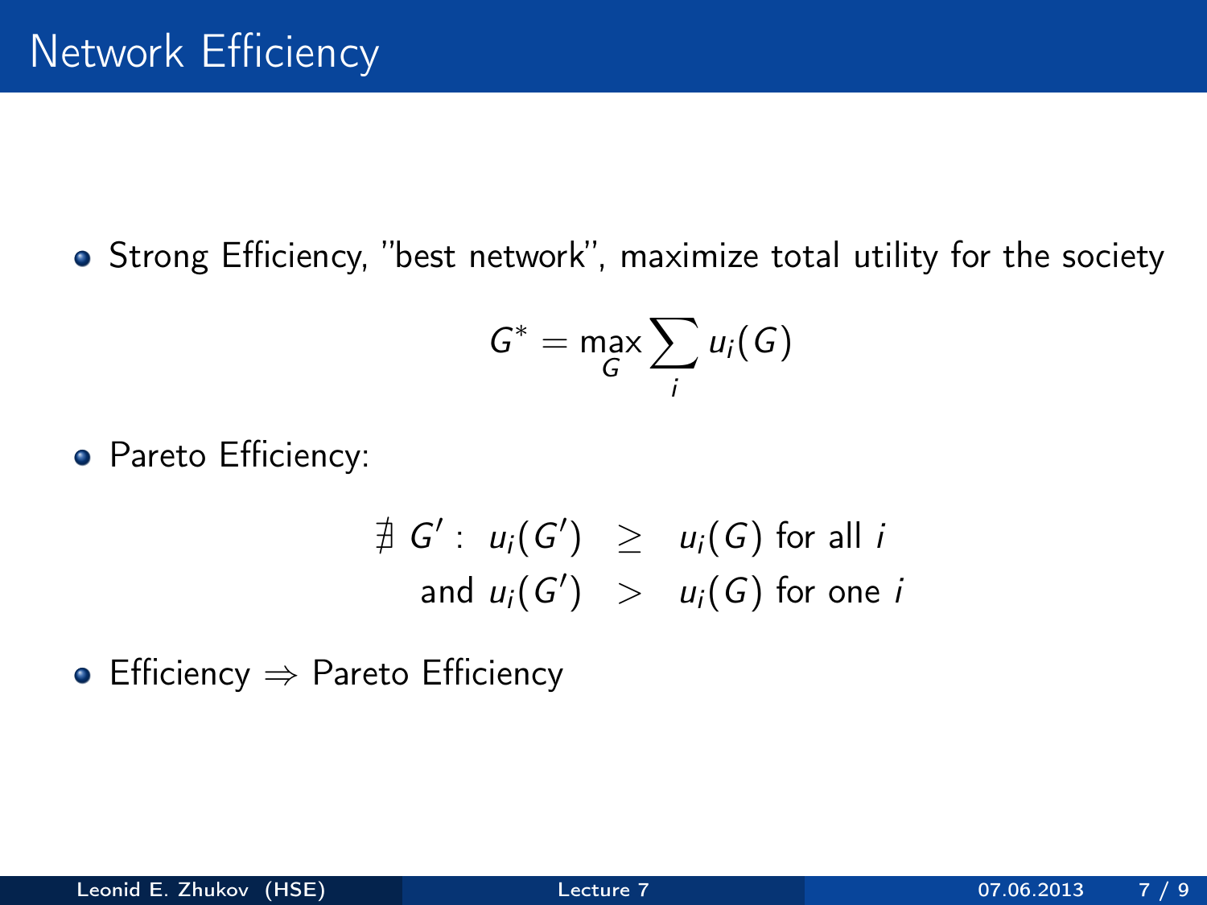# Network Efficiency

- Strong Efficiency, "best network", maximize total utility for the society

$$G^* = \max_G \sum_i u_i(G)$$

- Pareto Efficiency:

$$\begin{aligned} \nexists\ G' : \ u_i(G') &\geq u_i(G) \text{ for all } i \\ \text{and } u_i(G') &> u_i(G) \text{ for one } i \end{aligned}$$

- Efficiency $\Rightarrow$ Pareto Efficiency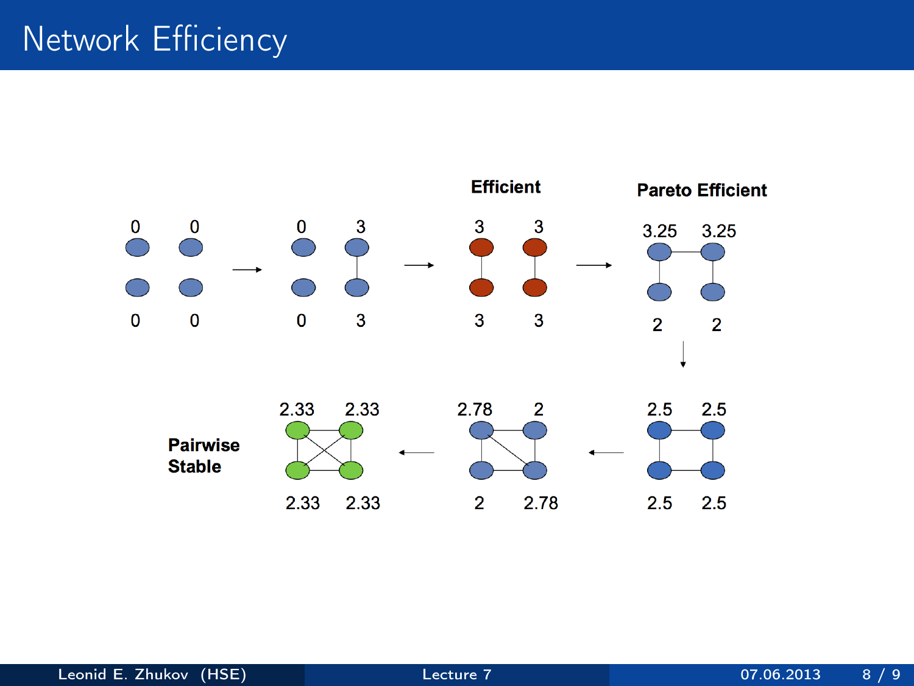# Network Efficiency

Efficient

Pareto Efficient

Pairwise Stable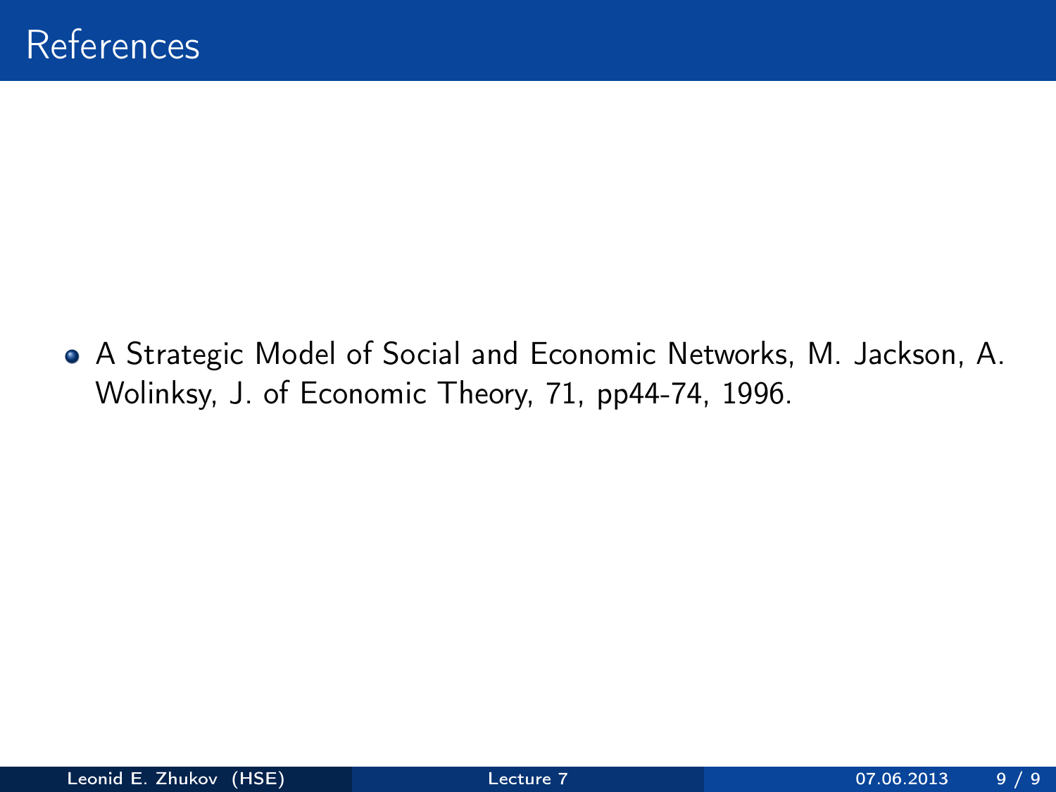# References

- A Strategic Model of Social and Economic Networks, M. Jackson, A. Wolinksy, J. of Economic Theory, 71, pp44-74, 1996.